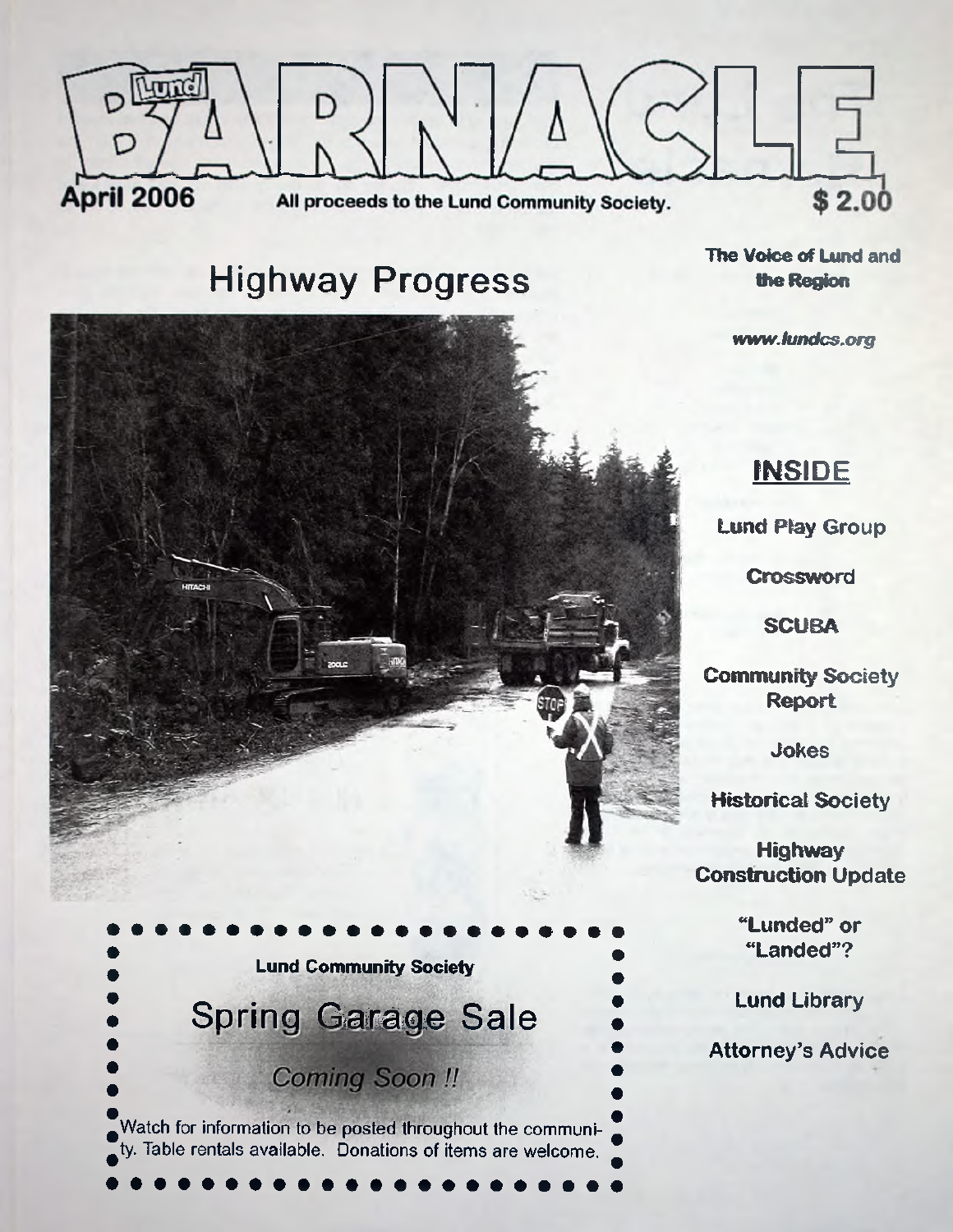# Lund BARNACLE

**April 2006** — All proceeds to the Lund Community Society. — **$ 2.00**

**The Voice of Lund and the Region**

***www.lundcs.org***

## Highway Progress

**Lund Community Society**

## Spring Garage Sale

*Coming Soon !!*

Watch for information to be posted throughout the community. Table rentals available. Donations of items are welcome.

## INSIDE

**Lund Play Group**

**Crossword**

**SCUBA**

**Community Society Report**

**Jokes**

**Historical Society**

**Highway Construction Update**

**"Lunded" or "Landed"?**

**Lund Library**

**Attorney's Advice**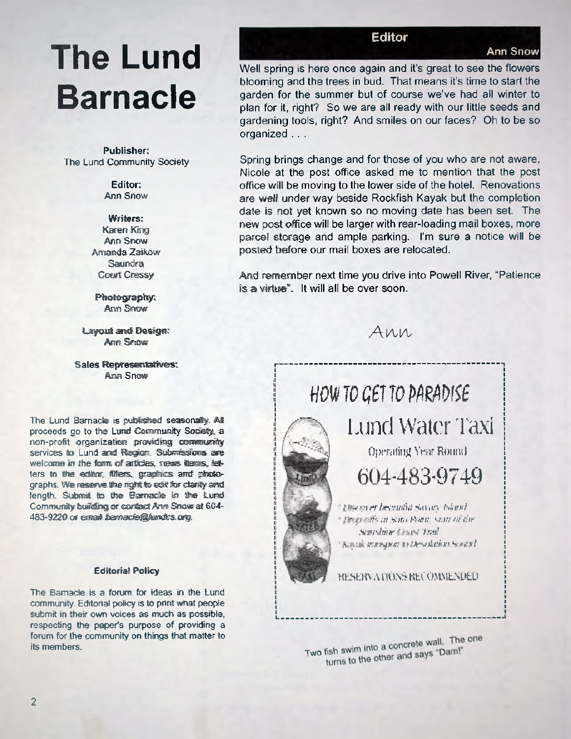# The Lund Barnacle

**Publisher:**
The Lund Community Society

**Editor:**
Ann Snow

**Writers:**
Karen King
Ann Snow
Amanda Zaikow
Saundra
Court Cressy

**Photography:**
Ann Snow

**Layout and Design:**
Ann Snow

**Sales Representatives:**
Ann Snow

The Lund Barnacle is published seasonally. All proceeds go to the Lund Community Society, a non-profit organization providing community services to Lund and Region. Submissions are welcome in the form of articles, news items, letters to the editor, fillers, graphics and photographs. We reserve the right to edit for clarity and length. Submit to the Barnacle in the Lund Community building or contact Ann Snow at 604-483-9220 or email barnacle@lundcs.org.

**Editorial Policy**

The Barnacle is a forum for ideas in the Lund community. Editorial policy is to print what people submit in their own voices as much as possible, respecting the paper's purpose of providing a forum for the community on things that matter to its members.

## Editor

**Ann Snow**

Well spring is here once again and it's great to see the flowers blooming and the trees in bud. That means it's time to start the garden for the summer but of course we've had all winter to plan for it, right? So we are all ready with our little seeds and gardening tools, right? And smiles on our faces? Oh to be so organized . . .

Spring brings change and for those of you who are not aware, Nicole at the post office asked me to mention that the post office will be moving to the lower side of the hotel. Renovations are well under way beside Rockfish Kayak but the completion date is not yet known so no moving date has been set. The new post office will be larger with rear-loading mail boxes, more parcel storage and ample parking. I'm sure a notice will be posted before our mail boxes are relocated.

And remember next time you drive into Powell River, "Patience is a virtue". It will all be over soon.

*Ann*

HOW TO GET TO PARADISE

Lund Water Taxi

Operating Year Round

604-483-9749

- Discover beautiful Savary Island
- Drop offs at Sarah Point, start of the Sunshine Coast Trail
- Kayak transport to Desolation Sound

RESERVATIONS RECOMMENDED

Two fish swim into a concrete wall. The one turns to the other and says "Dam!"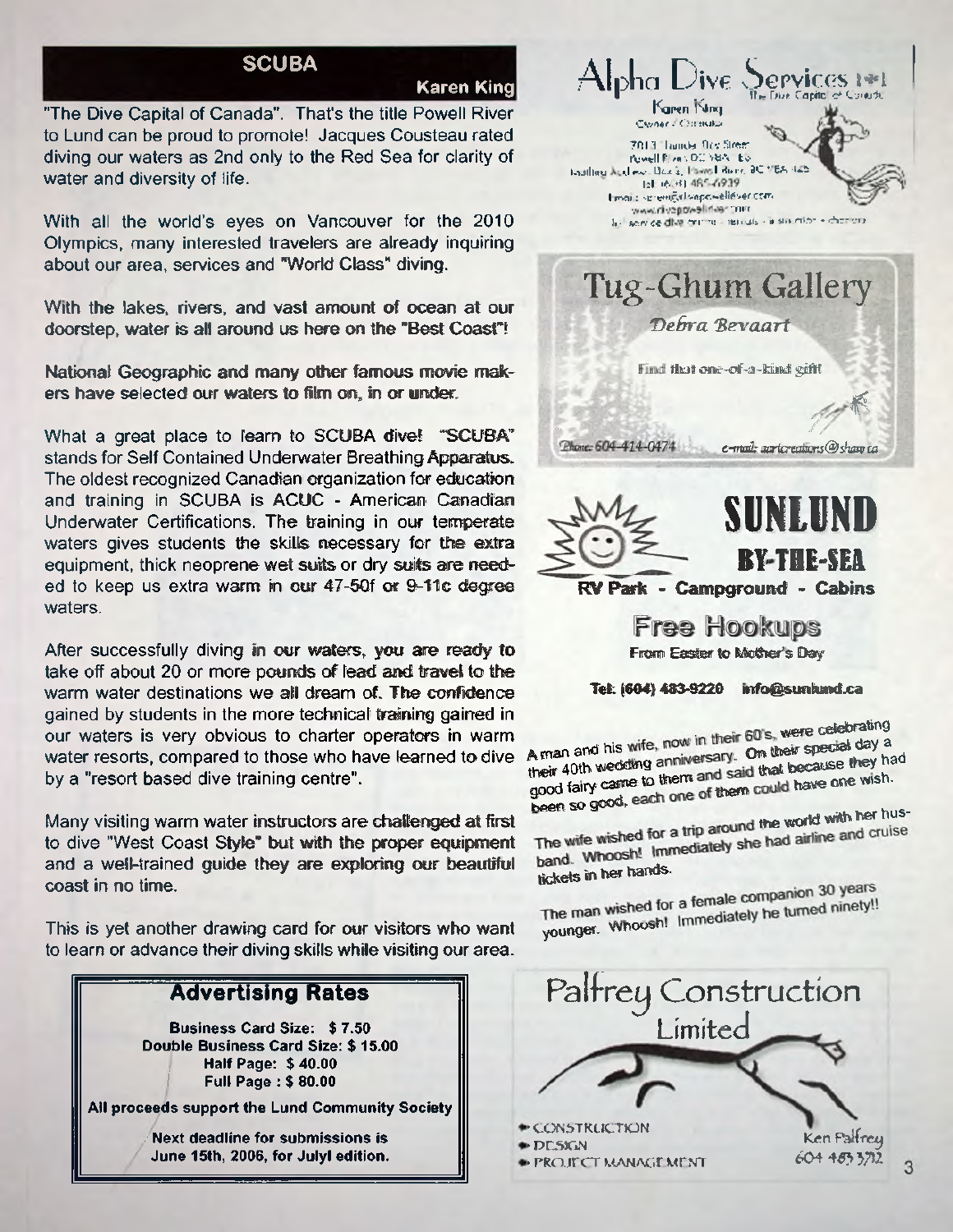## SCUBA

**Karen King**

"The Dive Capital of Canada". That's the title Powell River to Lund can be proud to promote! Jacques Cousteau rated diving our waters as 2nd only to the Red Sea for clarity of water and diversity of life.

With all the world's eyes on Vancouver for the 2010 Olympics, many interested travelers are already inquiring about our area, services and "World Class" diving.

With the lakes, rivers, and vast amount of ocean at our doorstep, water is all around us here on the "Best Coast"!

National Geographic and many other famous movie makers have selected our waters to film on, in or under.

What a great place to learn to SCUBA dive! "SCUBA" stands for Self Contained Underwater Breathing Apparatus. The oldest recognized Canadian organization for education and training in SCUBA is ACUC - American Canadian Underwater Certifications. The training in our temperate waters gives students the skills necessary for the extra equipment, thick neoprene wet suits or dry suits are needed to keep us extra warm in our 47-50f or 9-11c degree waters.

After successfully diving in our waters, you are ready to take off about 20 or more pounds of lead and travel to the warm water destinations we all dream of. The confidence gained by students in the more technical training gained in our waters is very obvious to charter operators in warm water resorts, compared to those who have learned to dive by a "resort based dive training centre".

Many visiting warm water instructors are challenged at first to dive "West Coast Style" but with the proper equipment and a well-trained guide they are exploring our beautiful coast in no time.

This is yet another drawing card for our visitors who want to learn or advance their diving skills while visiting our area.

### Advertising Rates

**Business Card Size: $ 7.50**
**Double Business Card Size: $ 15.00**
**Half Page: $ 40.00**
**Full Page : $ 80.00**

**All proceeds support the Lund Community Society**

**Next deadline for submissions is June 15th, 2006, for Julyl edition.**

---

**Alpha Dive Services Ltd**
The Dive Capital of Canada

Karen King
Owner / Operator

7013 Thunder Bay Street
Powell River, BC V8A 1E6
Mailing Address: Box 5, Powell River, BC V8A 4Z5
Tel: (604) 485-6939
Email: screen@divepowellriver.com
www.divepowellriver.com
full service dive centre - rentals - instruction - charters

---

**Tug-Ghum Gallery**

*Debra Bevaart*

Find that one-of-a-kind gift!

Phone: 604-414-0474 e-mail: aarticreations@shaw.ca

---

**SUNLUND BY-THE-SEA**

**RV Park - Campground - Cabins**

**Free Hookups**
From Easter to Mother's Day

**Tel: (604) 483-9220 info@sunlund.ca**

---

A man and his wife, now in their 60's, were celebrating their 40th wedding anniversary. On their special day a good fairy came to them and said that because they had been so good, each one of them could have one wish.

The wife wished for a trip around the world with her husband. Whoosh! Immediately she had airline and cruise tickets in her hands.

The man wished for a female companion 30 years younger. Whoosh! Immediately he turned ninety!!

---

**Palfrey Construction Limited**

- CONSTRUCTION
- DESIGN
- PROJECT MANAGEMENT

Ken Palfrey
604 483 3712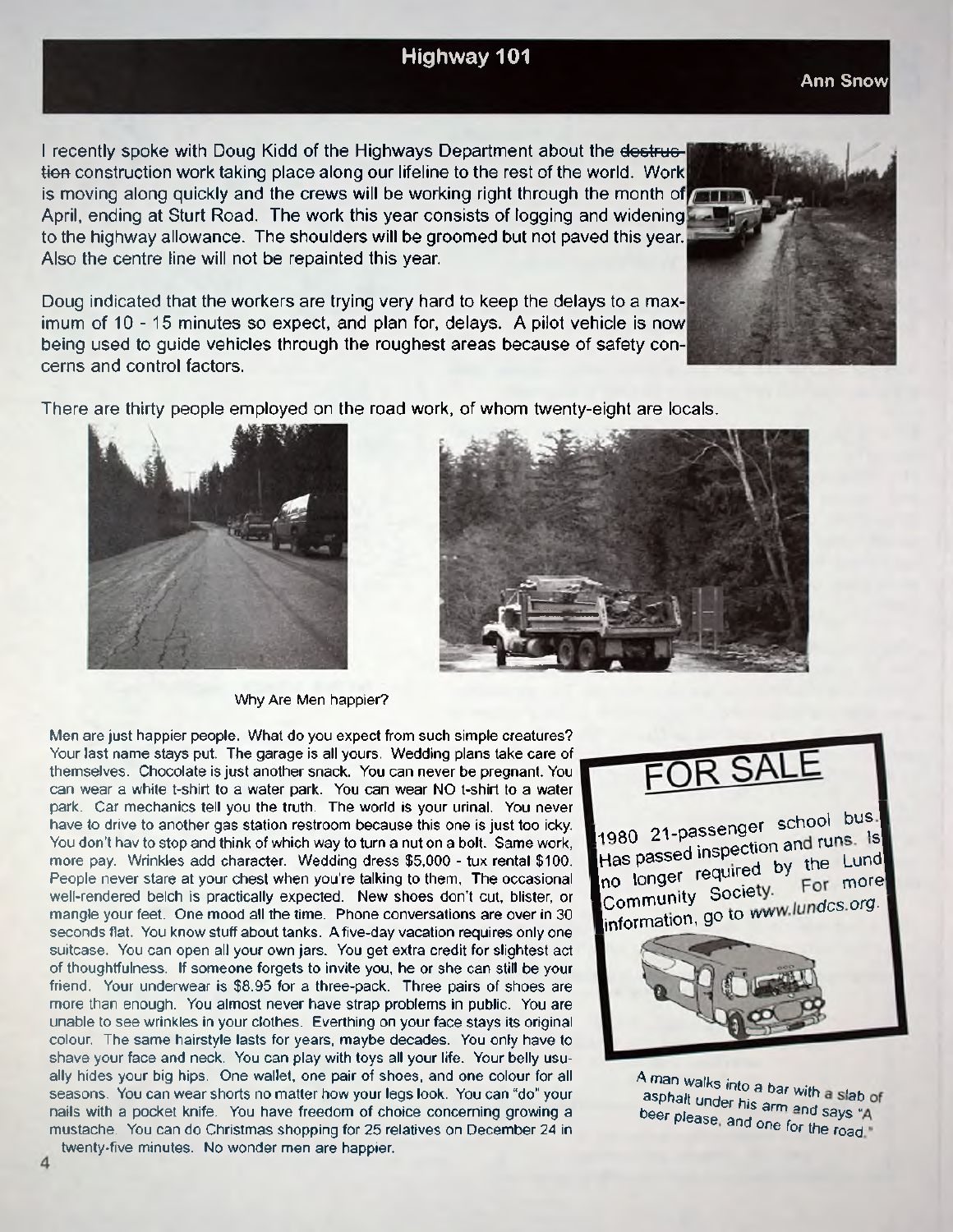## Highway 101

**Ann Snow**

I recently spoke with Doug Kidd of the Highways Department about the ~~destruction~~ construction work taking place along our lifeline to the rest of the world. Work is moving along quickly and the crews will be working right through the month of April, ending at Sturt Road. The work this year consists of logging and widening to the highway allowance. The shoulders will be groomed but not paved this year. Also the centre line will not be repainted this year.

Doug indicated that the workers are trying very hard to keep the delays to a maximum of 10 - 15 minutes so expect, and plan for, delays. A pilot vehicle is now being used to guide vehicles through the roughest areas because of safety concerns and control factors.

There are thirty people employed on the road work, of whom twenty-eight are locals.

### Why Are Men happier?

Men are just happier people. What do you expect from such simple creatures? Your last name stays put. The garage is all yours. Wedding plans take care of themselves. Chocolate is just another snack. You can never be pregnant. You can wear a white t-shirt to a water park. You can wear NO t-shirt to a water park. Car mechanics tell you the truth. The world is your urinal. You never have to drive to another gas station restroom because this one is just too icky. You don't hav to stop and think of which way to turn a nut on a bolt. Same work, more pay. Wrinkles add character. Wedding dress $5,000 - tux rental $100. People never stare at your chest when you're talking to them. The occasional well-rendered belch is practically expected. New shoes don't cut, blister, or mangle your feet. One mood all the time. Phone conversations are over in 30 seconds flat. You know stuff about tanks. A five-day vacation requires only one suitcase. You can open all your own jars. You get extra credit for slightest act of thoughtfulness. If someone forgets to invite you, he or she can still be your friend. Your underwear is $8.95 for a three-pack. Three pairs of shoes are more than enough. You almost never have strap problems in public. You are unable to see wrinkles in your clothes. Everthing on your face stays its original colour. The same hairstyle lasts for years, maybe decades. You only have to shave your face and neck. You can play with toys all your life. Your belly usually hides your big hips. One wallet, one pair of shoes, and one colour for all seasons. You can wear shorts no matter how your legs look. You can "do" your nails with a pocket knife. You have freedom of choice concerning growing a mustache. You can do Christmas shopping for 25 relatives on December 24 in twenty-five minutes. No wonder men are happier.

## FOR SALE

1980 21-passenger school bus. Has passed inspection and runs. Is no longer required by the Lund Community Society. For more information, go to *www.lundcs.org*.

A man walks into a bar with a slab of asphalt under his arm and says "A beer please, and one for the road."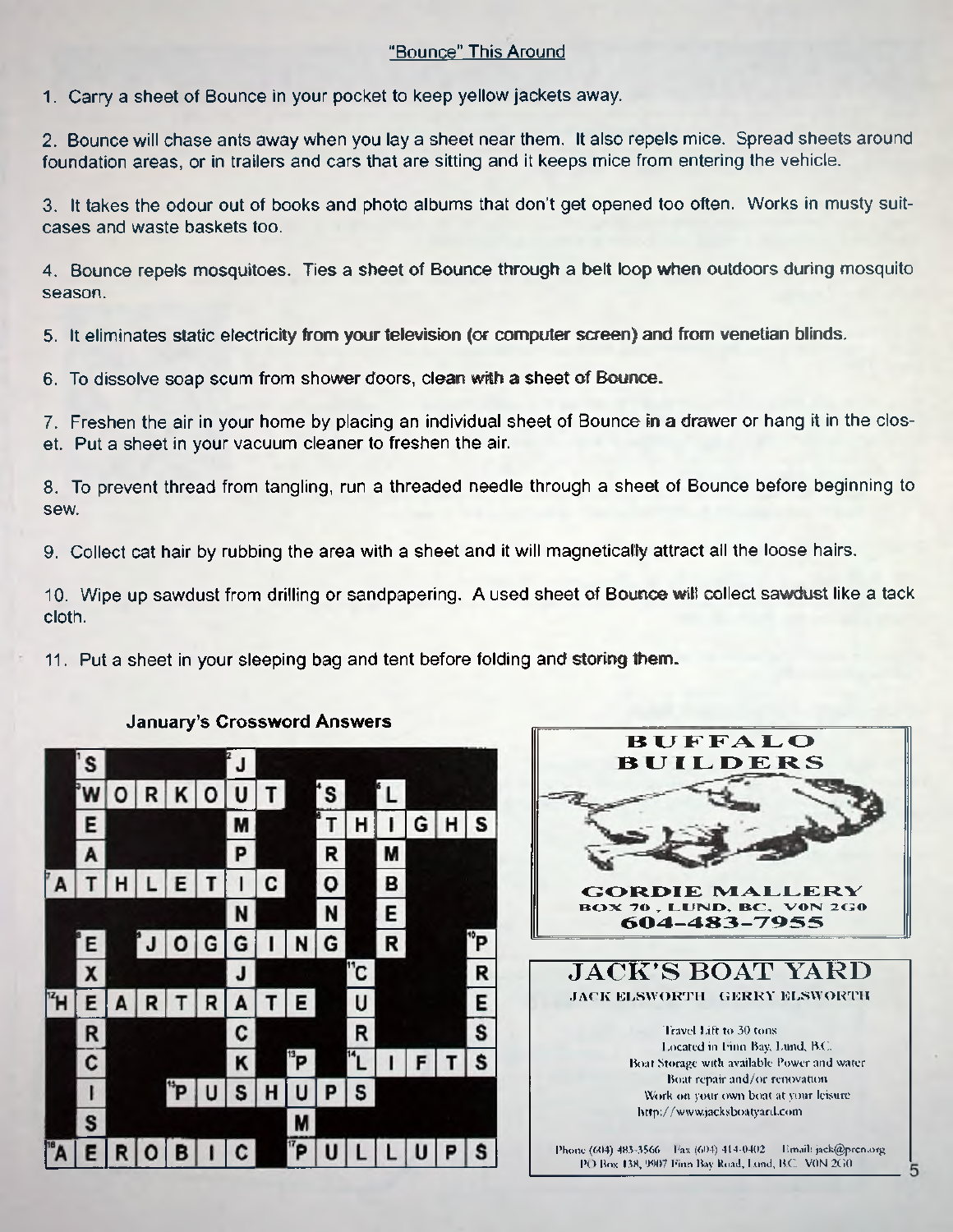## "Bounce" This Around

1. Carry a sheet of Bounce in your pocket to keep yellow jackets away.

2. Bounce will chase ants away when you lay a sheet near them. It also repels mice. Spread sheets around foundation areas, or in trailers and cars that are sitting and it keeps mice from entering the vehicle.

3. It takes the odour out of books and photo albums that don't get opened too often. Works in musty suitcases and waste baskets too.

4. Bounce repels mosquitoes. Ties a sheet of Bounce through a belt loop when outdoors during mosquito season.

5. It eliminates static electricity from your television (or computer screen) and from venetian blinds.

6. To dissolve soap scum from shower doors, clean with a sheet of Bounce.

7. Freshen the air in your home by placing an individual sheet of Bounce in a drawer or hang it in the closet. Put a sheet in your vacuum cleaner to freshen the air.

8. To prevent thread from tangling, run a threaded needle through a sheet of Bounce before beginning to sew.

9. Collect cat hair by rubbing the area with a sheet and it will magnetically attract all the loose hairs.

10. Wipe up sawdust from drilling or sandpapering. A used sheet of Bounce will collect sawdust like a tack cloth.

11. Put a sheet in your sleeping bag and tent before folding and storing them.

### January's Crossword Answers

Across: 3. WORKOUT; 5. THIGHS; 7. ATHLETIC; 9. JOGGING; 12. HEARTRATE; 14. LIFTS; 15. PUSHUPS; 16. AEROBIC; 17. PULLUPS

Down: 1. SWEAT; 2. JUMPING JACKS; 4. STRONG; 6. LIMBER; 8. EXERCISE; 10. PRESS; 11. CURL; 13. PUMP

**BUFFALO BUILDERS**

GORDIE MALLERY
BOX 70, LUND, BC, V0N 2G0
604-483-7955

**JACK'S BOAT YARD**

JACK ELSWORTH GERRY ELSWORTH

Travel Lift to 30 tons
Located in Finn Bay, Lund, B.C.
Boat Storage with available Power and water
Boat repair and/or renovation
Work on your own boat at your leisure
http://www.jacksboatyard.com

Phone (604) 483-3566 Fax (604) 414-0402 Email: jack@prcn.org
PO Box 138, 9907 Finn Bay Road, Lund, B.C. V0N 2G0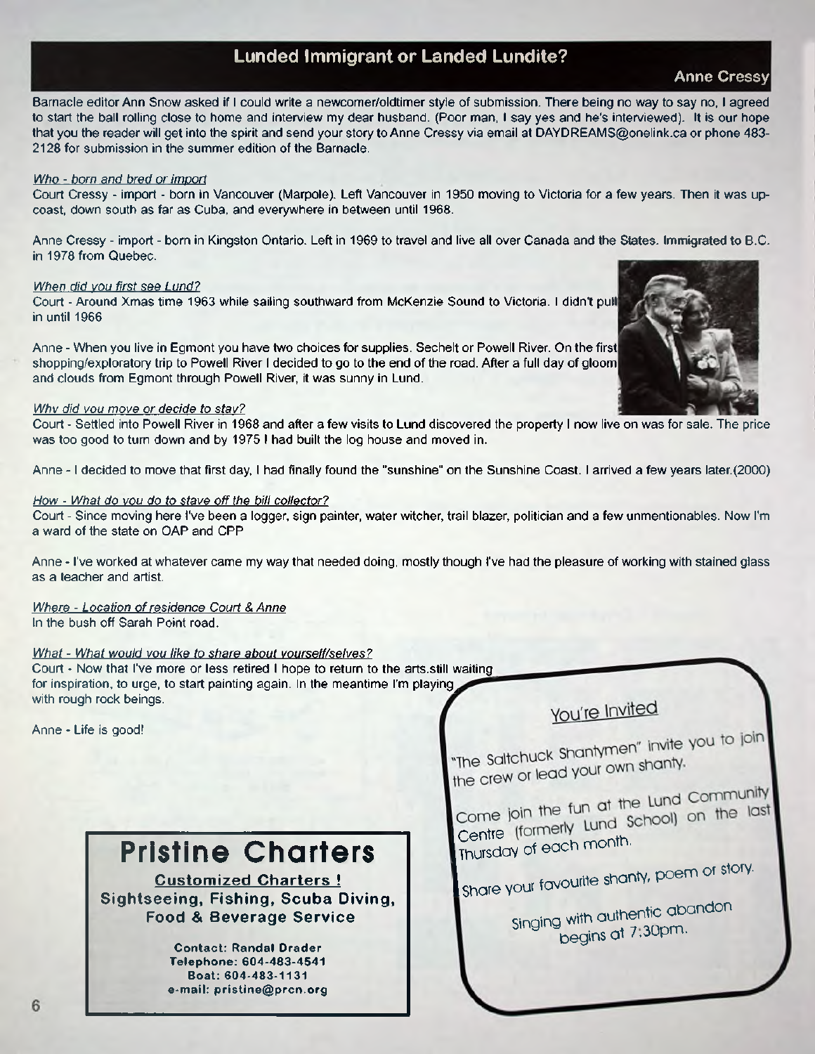## Lunded Immigrant or Landed Lundite?

**Anne Cressy**

Barnacle editor Ann Snow asked if I could write a newcomer/oldtimer style of submission. There being no way to say no, I agreed to start the ball rolling close to home and interview my dear husband. (Poor man, I say yes and he's interviewed). It is our hope that you the reader will get into the spirit and send your story to Anne Cressy via email at DAYDREAMS@onelink.ca or phone 483-2128 for submission in the summer edition of the Barnacle.

*Who - born and bred or import*

Court Cressy - import - born in Vancouver (Marpole). Left Vancouver in 1950 moving to Victoria for a few years. Then it was up-coast, down south as far as Cuba, and everywhere in between until 1968.

Anne Cressy - import - born in Kingston Ontario. Left in 1969 to travel and live all over Canada and the States. Immigrated to B.C. in 1978 from Quebec.

*When did you first see Lund?*

Court - Around Xmas time 1963 while sailing southward from McKenzie Sound to Victoria. I didn't pull in until 1966

Anne - When you live in Egmont you have two choices for supplies. Sechelt or Powell River. On the first shopping/exploratory trip to Powell River I decided to go to the end of the road. After a full day of gloom and clouds from Egmont through Powell River, it was sunny in Lund.

*Why did you move or decide to stay?*

Court - Settled into Powell River in 1968 and after a few visits to Lund discovered the property I now live on was for sale. The price was too good to turn down and by 1975 I had built the log house and moved in.

Anne - I decided to move that first day, I had finally found the "sunshine" on the Sunshine Coast. I arrived a few years later.(2000)

*How - What do you do to stave off the bill collector?*

Court - Since moving here I've been a logger, sign painter, water witcher, trail blazer, politician and a few unmentionables. Now I'm a ward of the state on OAP and CPP

Anne - I've worked at whatever came my way that needed doing, mostly though I've had the pleasure of working with stained glass as a teacher and artist.

*Where - Location of residence Court & Anne*

In the bush off Sarah Point road.

*What - What would you like to share about yourself/selves?*

Court - Now that I've more or less retired I hope to return to the arts.still waiting for inspiration, to urge, to start painting again. In the meantime I'm playing with rough rock beings.

Anne - Life is good!

## Pristine Charters

**Customized Charters !**

**Sightseeing, Fishing, Scuba Diving, Food & Beverage Service**

**Contact: Randal Drader**
**Telephone: 604-483-4541**
**Boat: 604-483-1131**
**e-mail: pristine@prcn.org**

### You're Invited

"The Saltchuck Shantymen" invite you to join the crew or lead your own shanty.

Come join the fun at the Lund Community Centre (formerly Lund School) on the last Thursday of each month.

Share your favourite shanty, poem or story.

Singing with authentic abandon begins at 7:30pm.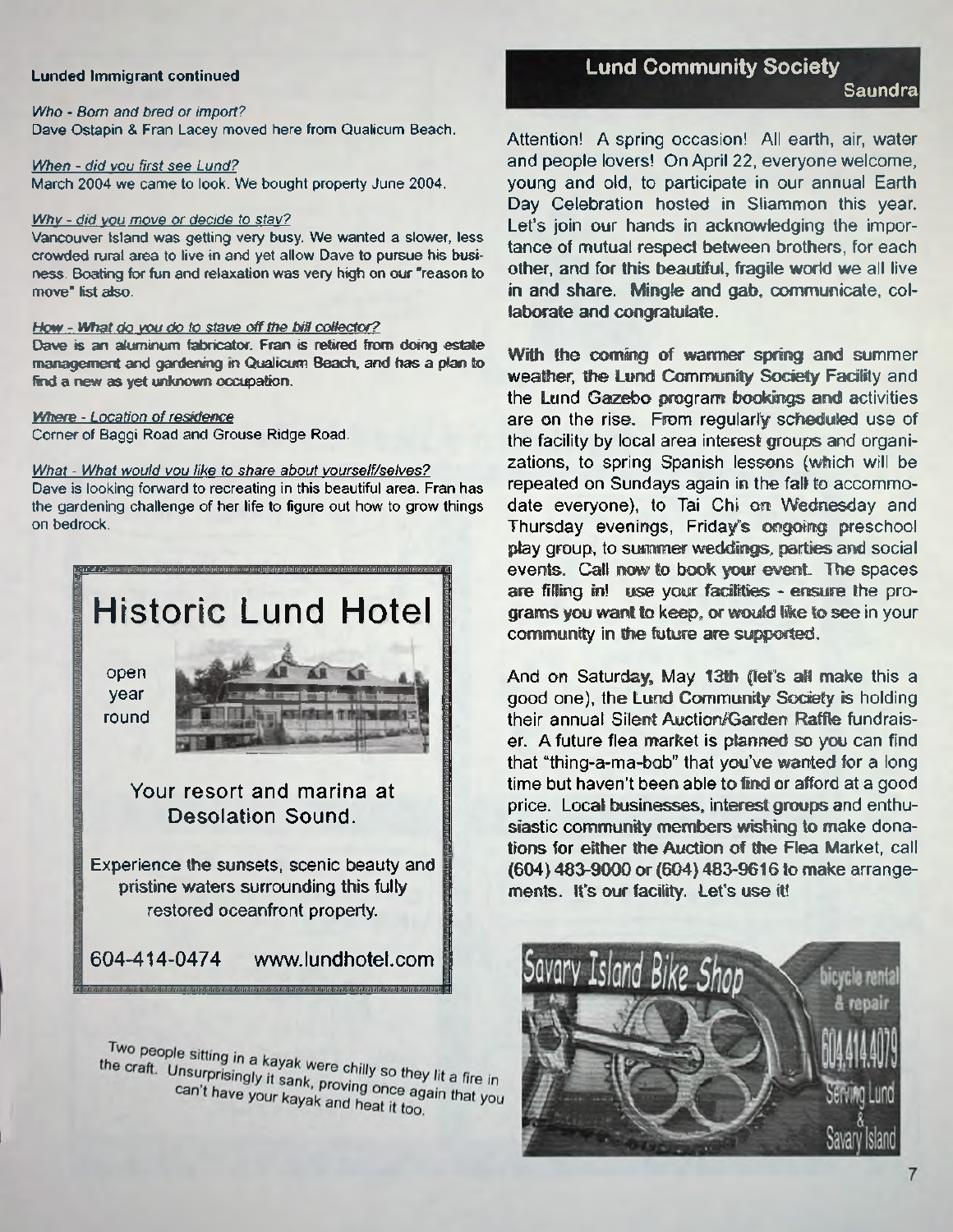**Lunded Immigrant continued**

*Who - Born and bred or import?*
Dave Ostapin & Fran Lacey moved here from Qualicum Beach.

*When - did you first see Lund?*
March 2004 we came to look. We bought property June 2004.

*Why - did you move or decide to stay?*
Vancouver Island was getting very busy. We wanted a slower, less crowded rural area to live in and yet allow Dave to pursue his business. Boating for fun and relaxation was very high on our "reason to move" list also.

*How - What do you do to stave off the bill collector?*
Dave is an aluminum fabricator. Fran is retired from doing estate management and gardening in Qualicum Beach, and has a plan to find a new as yet unknown occupation.

*Where - Location of residence*
Corner of Baggi Road and Grouse Ridge Road.

*What - What would you like to share about yourself/selves?*
Dave is looking forward to recreating in this beautiful area. Fran has the gardening challenge of her life to figure out how to grow things on bedrock.

# Historic Lund Hotel

open year round

Your resort and marina at Desolation Sound.

Experience the sunsets, scenic beauty and pristine waters surrounding this fully restored oceanfront property.

604-414-0474 www.lundhotel.com

Two people sitting in a kayak were chilly so they lit a fire in the craft. Unsurprisingly it sank, proving once again that you can't have your kayak and heat it too.

## Lund Community Society

Saundra

Attention! A spring occasion! All earth, air, water and people lovers! On April 22, everyone welcome, young and old, to participate in our annual Earth Day Celebration hosted in Sliammon this year. Let's join our hands in acknowledging the importance of mutual respect between brothers, for each other, and for this beautiful, fragile world we all live in and share. Mingle and gab, communicate, collaborate and congratulate.

With the coming of warmer spring and summer weather, the Lund Community Society Facility and the Lund Gazebo program bookings and activities are on the rise. From regularly scheduled use of the facility by local area interest groups and organizations, to spring Spanish lessons (which will be repeated on Sundays again in the fall to accommodate everyone), to Tai Chi on Wednesday and Thursday evenings, Friday's ongoing preschool play group, to summer weddings, parties and social events. Call now to book your event. The spaces are filling in! use your facilities - ensure the programs you want to keep, or would like to see in your community in the future are supported.

And on Saturday, May 13th (let's all make this a good one), the Lund Community Society is holding their annual Silent Auction/Garden Raffle fundraiser. A future flea market is planned so you can find that "thing-a-ma-bob" that you've wanted for a long time but haven't been able to find or afford at a good price. Local businesses, interest groups and enthusiastic community members wishing to make donations for either the Auction of the Flea Market, call (604) 483-9000 or (604) 483-9616 to make arrangements. It's our facility. Let's use it!

Savary Island Bike Shop

bicycle rental & repair

604.414.4079

Serving Lund & Savary Island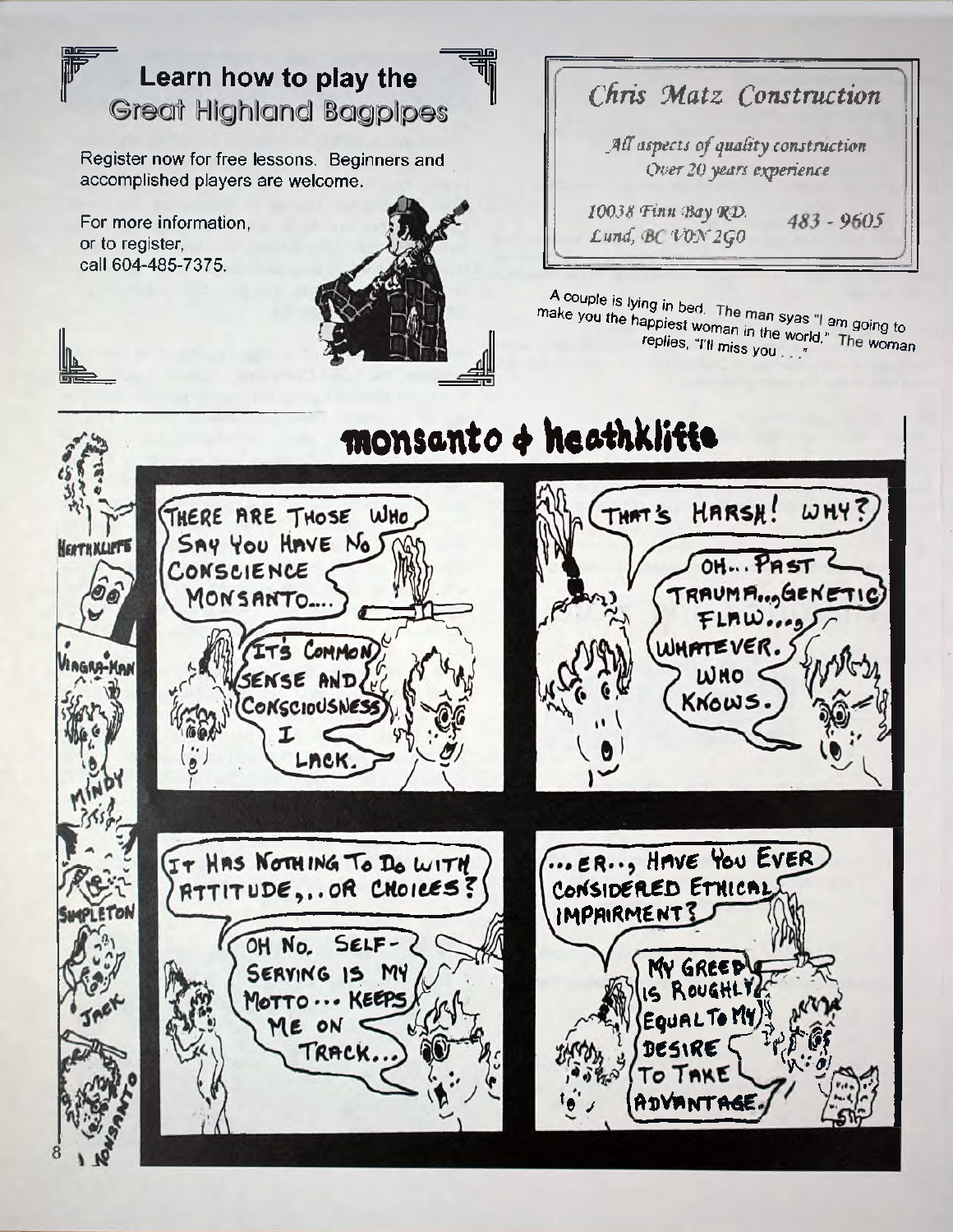## Learn how to play the Great Highland Bagpipes

Register now for free lessons. Beginners and accomplished players are welcome.

For more information, or to register, call 604-485-7375.

## *Chris Matz Construction*

*All aspects of quality construction*
*Over 20 years experience*

*10038 Finn Bay RD.*
*Lund, BC V0N 2G0*

*483 - 9605*

A couple is lying in bed. The man syas "I am going to make you the happiest woman in the world." The woman replies, "I'll miss you . . ."

# monsanto & heathkliffe

HEATHKLIFFE
VIAGRA-MAN
MINDY
SIMPLETON
JACK
MONSANTO

THERE ARE THOSE WHO SAY YOU HAVE NO CONSCIENCE MONSANTO....

IT'S COMMON SENSE AND CONSCIOUSNESS I LACK.

THAT'S HARSH! WHY?

OH... PAST TRAUMA,,, GENETIC FLAW,,, WHATEVER. WHO KNOWS.

IT HAS NOTHING TO DO WITH ATTITUDE,,.. OR CHOICES?

OH NO. SELF-SERVING IS MY MOTTO... KEEPS ME ON TRACK...

...ER.., HAVE YOU EVER CONSIDERED ETHICAL IMPAIRMENT?

MY GREED IS ROUGHLY EQUAL TO MY DESIRE TO TAKE ADVANTAGE.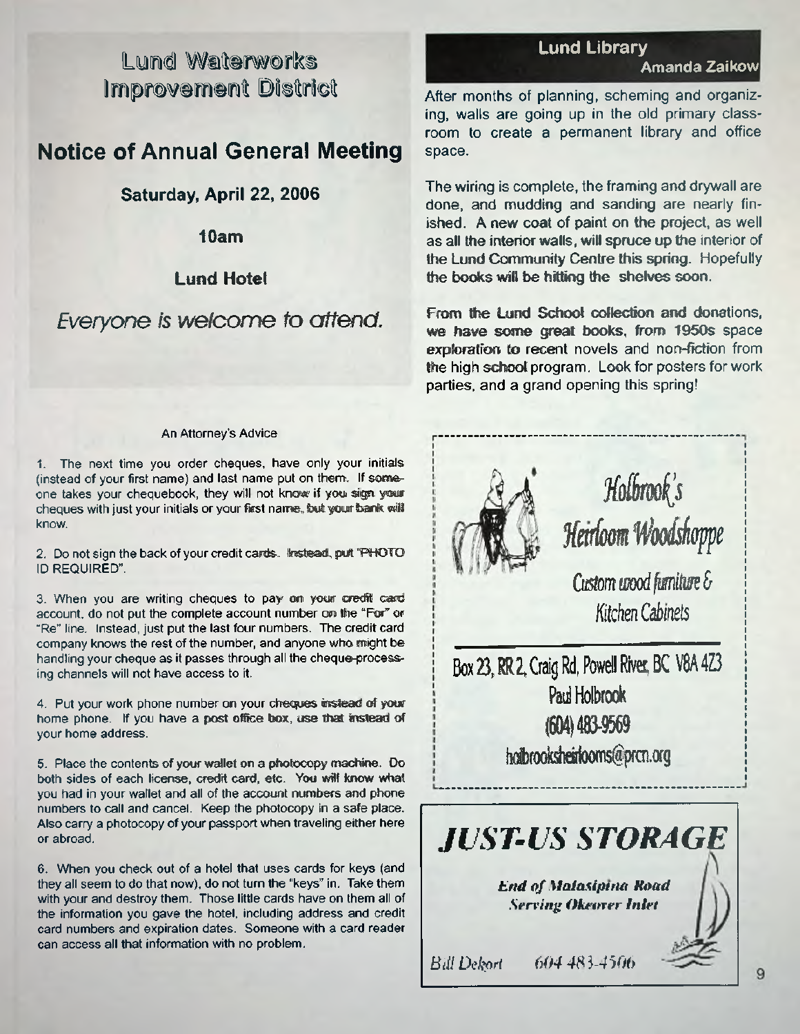# Lund Waterworks Improvement District

## Notice of Annual General Meeting

**Saturday, April 22, 2006**

**10am**

**Lund Hotel**

*Everyone is welcome to attend.*

### An Attorney's Advice

1. The next time you order cheques, have only your initials (instead of your first name) and last name put on them. If someone takes your chequebook, they will not know if you sign your cheques with just your initials or your first name, but your bank will know.

2. Do not sign the back of your credit cards. Instead, put "PHOTO ID REQUIRED".

3. When you are writing cheques to pay on your credit card account, do not put the complete account number on the "For" or "Re" line. Instead, just put the last four numbers. The credit card company knows the rest of the number, and anyone who might be handling your cheque as it passes through all the cheque-processing channels will not have access to it.

4. Put your work phone number on your cheques instead of your home phone. If you have a post office box, use that instead of your home address.

5. Place the contents of your wallet on a photocopy machine. Do both sides of each license, credit card, etc. You will know what you had in your wallet and all of the account numbers and phone numbers to call and cancel. Keep the photocopy in a safe place. Also carry a photocopy of your passport when traveling either here or abroad.

6. When you check out of a hotel that uses cards for keys (and they all seem to do that now), do not turn the "keys" in. Take them with your and destroy them. Those little cards have on them all of the information you gave the hotel, including address and credit card numbers and expiration dates. Someone with a card reader can access all that information with no problem.

## Lund Library

**Amanda Zaikow**

After months of planning, scheming and organizing, walls are going up in the old primary classroom to create a permanent library and office space.

The wiring is complete, the framing and drywall are done, and mudding and sanding are nearly finished. A new coat of paint on the project, as well as all the interior walls, will spruce up the interior of the Lund Community Centre this spring. Hopefully the books will be hitting the shelves soon.

From the Lund School collection and donations, we have some great books, from 1950s space exploration to recent novels and non-fiction from the high school program. Look for posters for work parties, and a grand opening this spring!

---

*Holbrook's Heirloom Woodshoppe*

Custom wood furniture & Kitchen Cabinets

Box 23, RR 2, Craig Rd, Powell River, BC V8A 4Z3

Paul Holbrook

(604) 483-9569

holbrooksheirlooms@prcn.org

---

***JUST-US STORAGE***

*End of Malaspina Road*

*Serving Okeover Inlet*

*Bill Dekort* 604 483-4506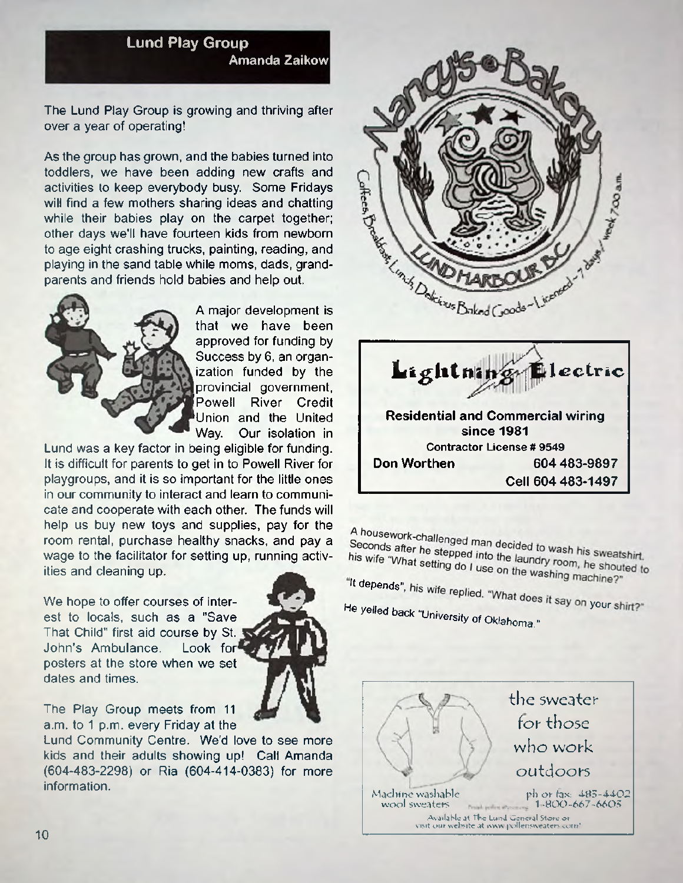## Lund Play Group

**Amanda Zaikow**

The Lund Play Group is growing and thriving after over a year of operating!

As the group has grown, and the babies turned into toddlers, we have been adding new crafts and activities to keep everybody busy. Some Fridays will find a few mothers sharing ideas and chatting while their babies play on the carpet together; other days we'll have fourteen kids from newborn to age eight crashing trucks, painting, reading, and playing in the sand table while moms, dads, grandparents and friends hold babies and help out.

A major development is that we have been approved for funding by Success by 6, an organization funded by the provincial government, Powell River Credit Union and the United Way. Our isolation in Lund was a key factor in being eligible for funding. It is difficult for parents to get in to Powell River for playgroups, and it is so important for the little ones in our community to interact and learn to communicate and cooperate with each other. The funds will help us buy new toys and supplies, pay for the room rental, purchase healthy snacks, and pay a wage to the facilitator for setting up, running activities and cleaning up.

We hope to offer courses of interest to locals, such as a "Save That Child" first aid course by St. John's Ambulance. Look for posters at the store when we set dates and times.

The Play Group meets from 11 a.m. to 1 p.m. every Friday at the Lund Community Centre. We'd love to see more kids and their adults showing up! Call Amanda (604-483-2298) or Ria (604-414-0383) for more information.

---

Nancy's Bakery

Lund Harbour B.C.

Coffees, Breakfast, Lunch, Delicious Baked Goods ~ Licensed ~ 7 days/week 7:00 a.m.

---

**Lightning Electric**

**Residential and Commercial wiring since 1981**

**Contractor License # 9549**

**Don Worthen** **604 483-9897**

**Cell 604 483-1497**

---

A housework-challenged man decided to wash his sweatshirt. Seconds after he stepped into the laundry room, he shouted to his wife "What setting do I use on the washing machine?"

"It depends", his wife replied. "What does it say on your shirt?"

He yelled back "University of Oklahoma."

---

the sweater for those who work outdoors

Machine washable wool sweaters

ph or fax: 483-4402
1-800-667-6603

Available at The Lund General Store or visit our website at www.pollensweaters.com!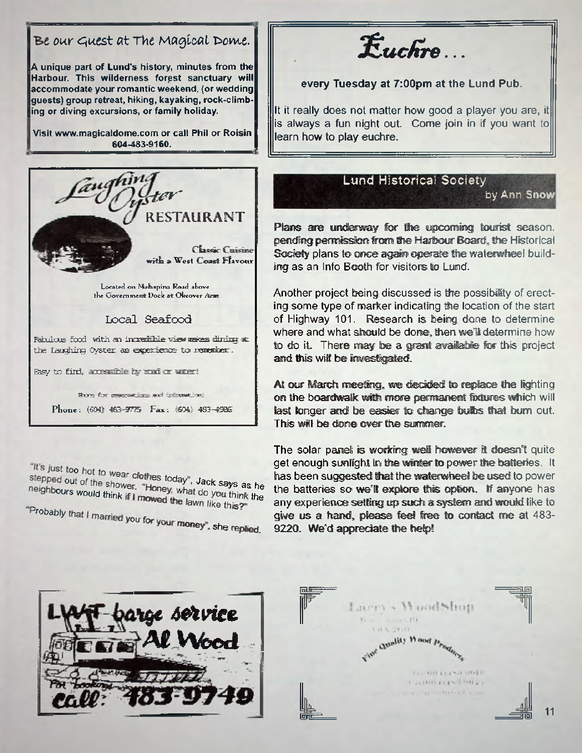## Be our Guest at The Magical Dome.

**A unique part of Lund's history, minutes from the Harbour. This wilderness forest sanctuary will accommodate your romantic weekend, (or wedding guests) group retreat, hiking, kayaking, rock-climbing or diving excursions, or family holiday.**

**Visit www.magicaldome.com or call Phil or Roisin 604-483-9160.**

## Laughing Oyster RESTAURANT

Classic Cuisine with a West Coast Flavour

Located on Malaspina Road above the Government Dock at Okeover Arm

### Local Seafood

Fabulous food with an incredible view makes dining at the Laughing Oyster an experience to remember.

Easy to find, accessible by road or water!

Phone for reservations and information

Phone: (604) 483-9775 Fax: (604) 483-4586

"It's just too hot to wear clothes today", Jack says as he stepped out of the shower. "Honey, what do you think the neighbours would think if I mowed the lawn like this?"

"Probably that I married you for your money", she replied.

## Euchre...

**every Tuesday at 7:00pm at the Lund Pub.**

It it really does not matter how good a player you are, it is always a fun night out. Come join in if you want to learn how to play euchre.

## Lund Historical Society

**by Ann Snow**

Plans are underway for the upcoming tourist season. pending permission from the Harbour Board, the Historical Society plans to once again operate the waterwheel building as an Info Booth for visitors to Lund.

Another project being discussed is the possibility of erecting some type of marker indicating the location of the start of Highway 101. Research is being done to determine where and what should be done, then we'll determine how to do it. There may be a grant available for this project and this will be investigated.

At our March meeting, we decided to replace the lighting on the boardwalk with more permanent fixtures which will last longer and be easier to change bulbs that burn out. This will be done over the summer.

The solar panel is working well however it doesn't quite get enough sunlight in the winter to power the batteries. It has been suggested that the waterwheel be used to power the batteries so we'll explore this option. If anyone has any experience setting up such a system and would like to give us a hand, please feel free to contact me at 483-9220. We'd appreciate the help!

## LWT barge service
## Al Wood

For bookings call: 483-9749

## Larry's WoodShop

Fine Quality Wood Products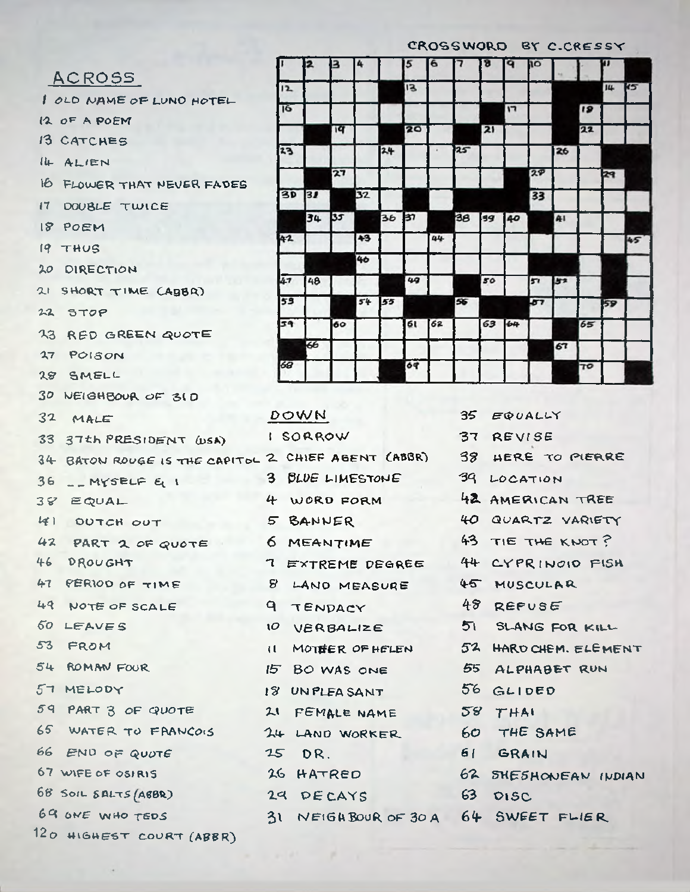CROSSWORD BY C.CRESSY

## ACROSS

1 OLD NAME OF LUNO HOTEL
12 OF A POEM
13 CATCHES
14 ALIEN
16 FLOWER THAT NEVER FADES
17 DOUBLE TWICE
18 POEM
19 THUS
20 DIRECTION
21 SHORT TIME (ABBR)
22 STOP
23 RED GREEN QUOTE
27 POISON
28 SMELL
30 NEIGHBOUR OF 31 D
32 MALE
33 37th PRESIDENT (USA)
34 BATON ROUGE IS THE CAPITOL
36 __ MYSELF & I
38 EQUAL
41 DUTCH OUT
42 PART 2 OF QUOTE
46 DROUGHT
47 PERIOD OF TIME
49 NOTE OF SCALE
50 LEAVES
53 FROM
54 ROMAN FOUR
57 MELODY
59 PART 3 OF QUOTE
65 WATER TO FRANCOIS
66 END OF QUOTE
67 WIFE OF OSIRIS
68 SOIL SALTS (ABBR)
69 ONE WHO TEDS
12 D HIGHEST COURT (ABBR)

## DOWN

1 SORROW
2 CHIEF AGENT (ABBR)
3 BLUE LIMESTONE
4 WORD FORM
5 BANNER
6 MEANTIME
7 EXTREME DEGREE
8 LAND MEASURE
9 TENDACY
10 VERBALIZE
11 MOTHER OF HELEN
15 BO WAS ONE
18 UNPLEASANT
21 FEMALE NAME
24 LAND WORKER
25 DR.
26 HATRED
29 DECAYS
31 NEIGHBOUR OF 30 A
35 EQUALLY
37 REVISE
38 HERE TO PIERRE
39 LOCATION
42 AMERICAN TREE
40 QUARTZ VARIETY
43 TIE THE KNOT?
44 CYPRINOID FISH
45 MUSCULAR
48 REFUSE
51 SLANG FOR KILL
52 HARD CHEM. ELEMENT
55 ALPHABET RUN
56 GLIDED
58 THAI
60 THE SAME
61 GRAIN
62 SHESHONEAN INDIAN
63 DISC
64 SWEET FLIER